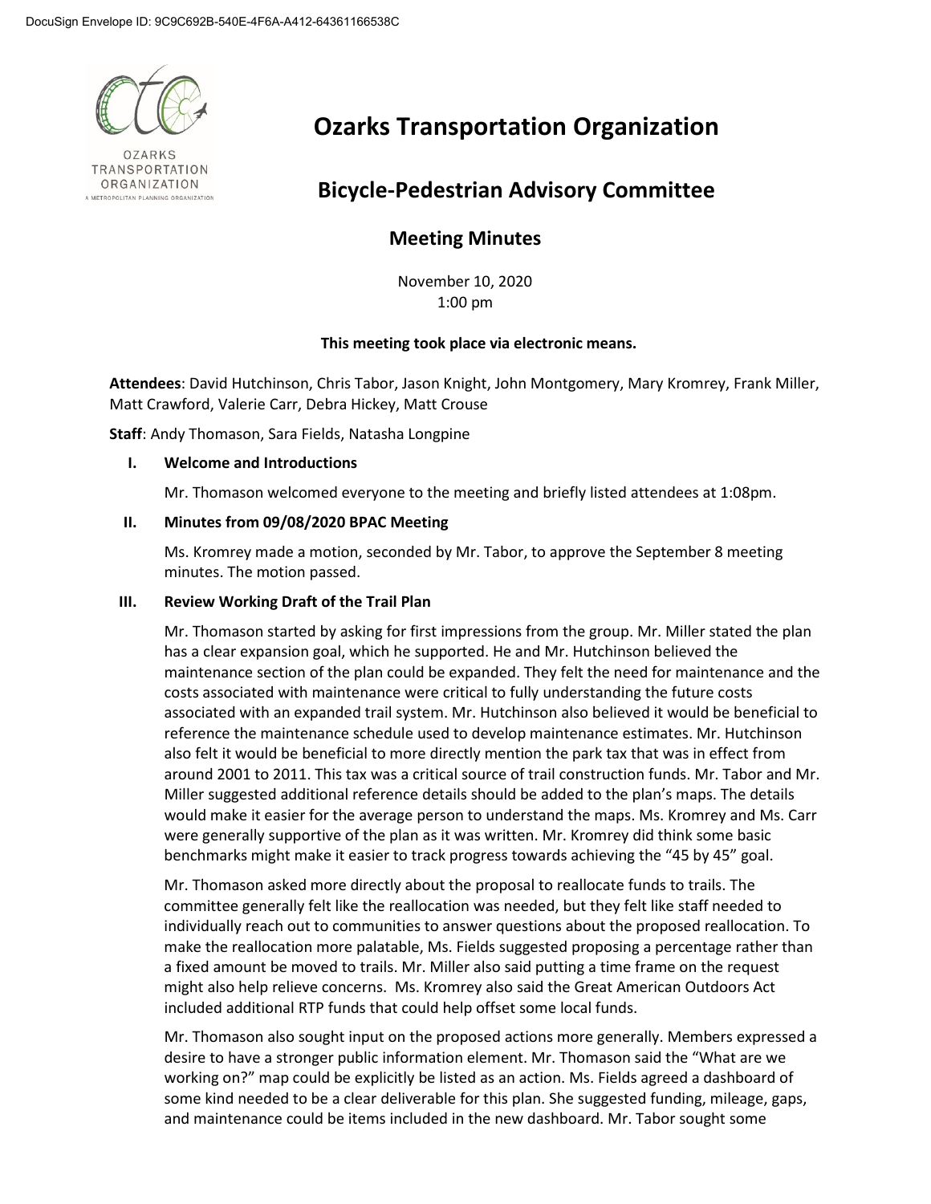DocuSign Envelope ID: 9C9C692B-540E-4F6A-A412-64361166538C

# Ozarks Transportation Organization

## Bicycle-Pedestrian Advisory Committee

### Meeting Minutes

November 10, 2020
1:00 pm

**This meeting took place via electronic means.**

**Attendees**: David Hutchinson, Chris Tabor, Jason Knight, John Montgomery, Mary Kromrey, Frank Miller, Matt Crawford, Valerie Carr, Debra Hickey, Matt Crouse

**Staff**: Andy Thomason, Sara Fields, Natasha Longpine

**I. Welcome and Introductions**

Mr. Thomason welcomed everyone to the meeting and briefly listed attendees at 1:08pm.

**II. Minutes from 09/08/2020 BPAC Meeting**

Ms. Kromrey made a motion, seconded by Mr. Tabor, to approve the September 8 meeting minutes. The motion passed.

**III. Review Working Draft of the Trail Plan**

Mr. Thomason started by asking for first impressions from the group. Mr. Miller stated the plan has a clear expansion goal, which he supported. He and Mr. Hutchinson believed the maintenance section of the plan could be expanded. They felt the need for maintenance and the costs associated with maintenance were critical to fully understanding the future costs associated with an expanded trail system. Mr. Hutchinson also believed it would be beneficial to reference the maintenance schedule used to develop maintenance estimates. Mr. Hutchinson also felt it would be beneficial to more directly mention the park tax that was in effect from around 2001 to 2011. This tax was a critical source of trail construction funds. Mr. Tabor and Mr. Miller suggested additional reference details should be added to the plan's maps. The details would make it easier for the average person to understand the maps. Ms. Kromrey and Ms. Carr were generally supportive of the plan as it was written. Mr. Kromrey did think some basic benchmarks might make it easier to track progress towards achieving the "45 by 45" goal.

Mr. Thomason asked more directly about the proposal to reallocate funds to trails. The committee generally felt like the reallocation was needed, but they felt like staff needed to individually reach out to communities to answer questions about the proposed reallocation. To make the reallocation more palatable, Ms. Fields suggested proposing a percentage rather than a fixed amount be moved to trails. Mr. Miller also said putting a time frame on the request might also help relieve concerns. Ms. Kromrey also said the Great American Outdoors Act included additional RTP funds that could help offset some local funds.

Mr. Thomason also sought input on the proposed actions more generally. Members expressed a desire to have a stronger public information element. Mr. Thomason said the "What are we working on?" map could be explicitly be listed as an action. Ms. Fields agreed a dashboard of some kind needed to be a clear deliverable for this plan. She suggested funding, mileage, gaps, and maintenance could be items included in the new dashboard. Mr. Tabor sought some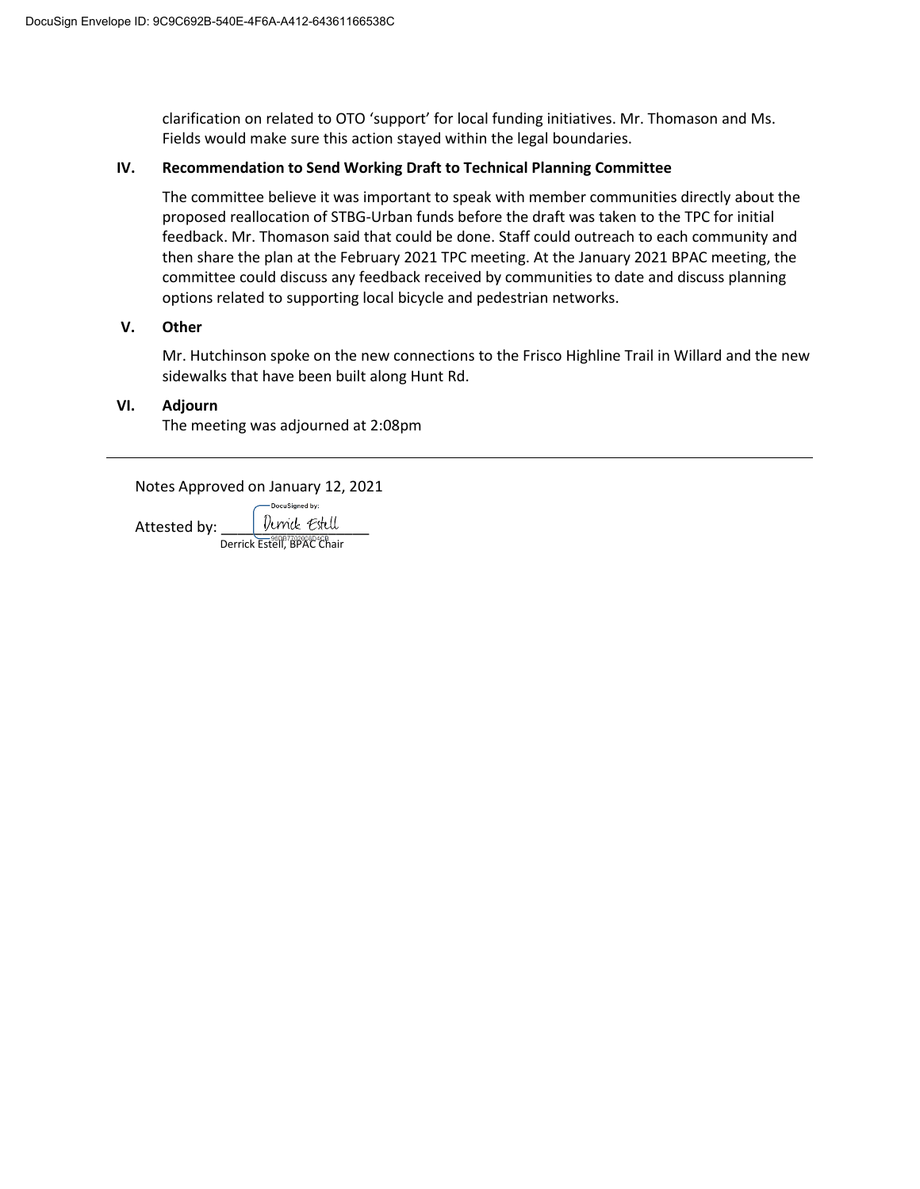clarification on related to OTO 'support' for local funding initiatives. Mr. Thomason and Ms. Fields would make sure this action stayed within the legal boundaries.

**IV. Recommendation to Send Working Draft to Technical Planning Committee**

The committee believe it was important to speak with member communities directly about the proposed reallocation of STBG-Urban funds before the draft was taken to the TPC for initial feedback. Mr. Thomason said that could be done. Staff could outreach to each community and then share the plan at the February 2021 TPC meeting. At the January 2021 BPAC meeting, the committee could discuss any feedback received by communities to date and discuss planning options related to supporting local bicycle and pedestrian networks.

**V. Other**

Mr. Hutchinson spoke on the new connections to the Frisco Highline Trail in Willard and the new sidewalks that have been built along Hunt Rd.

**VI. Adjourn**

The meeting was adjourned at 2:08pm

---

Notes Approved on January 12, 2021

Attested by: Derrick Estell

Derrick Estell, BPAC Chair